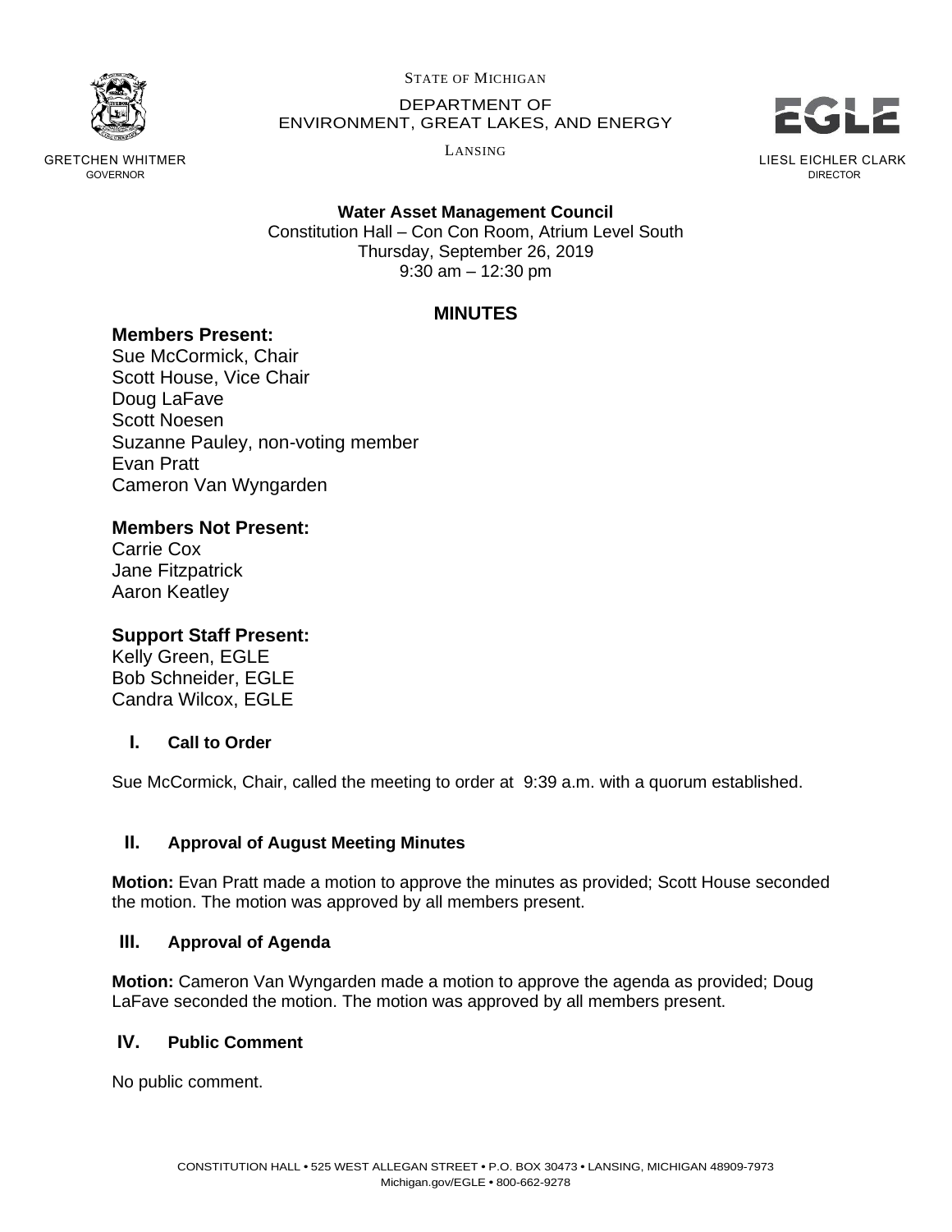STATE OF MICHIGAN

DEPARTMENT OF
ENVIRONMENT, GREAT LAKES, AND ENERGY

LANSING

GRETCHEN WHITMER
GOVERNOR

LIESL EICHLER CLARK
DIRECTOR

**Water Asset Management Council**
Constitution Hall – Con Con Room, Atrium Level South
Thursday, September 26, 2019
9:30 am – 12:30 pm

## MINUTES

### Members Present:

Sue McCormick, Chair
Scott House, Vice Chair
Doug LaFave
Scott Noesen
Suzanne Pauley, non-voting member
Evan Pratt
Cameron Van Wyngarden

### Members Not Present:

Carrie Cox
Jane Fitzpatrick
Aaron Keatley

### Support Staff Present:

Kelly Green, EGLE
Bob Schneider, EGLE
Candra Wilcox, EGLE

### I. Call to Order

Sue McCormick, Chair, called the meeting to order at 9:39 a.m. with a quorum established.

### II. Approval of August Meeting Minutes

**Motion:** Evan Pratt made a motion to approve the minutes as provided; Scott House seconded the motion. The motion was approved by all members present.

### III. Approval of Agenda

**Motion:** Cameron Van Wyngarden made a motion to approve the agenda as provided; Doug LaFave seconded the motion. The motion was approved by all members present.

### IV. Public Comment

No public comment.

CONSTITUTION HALL • 525 WEST ALLEGAN STREET • P.O. BOX 30473 • LANSING, MICHIGAN 48909-7973
Michigan.gov/EGLE • 800-662-9278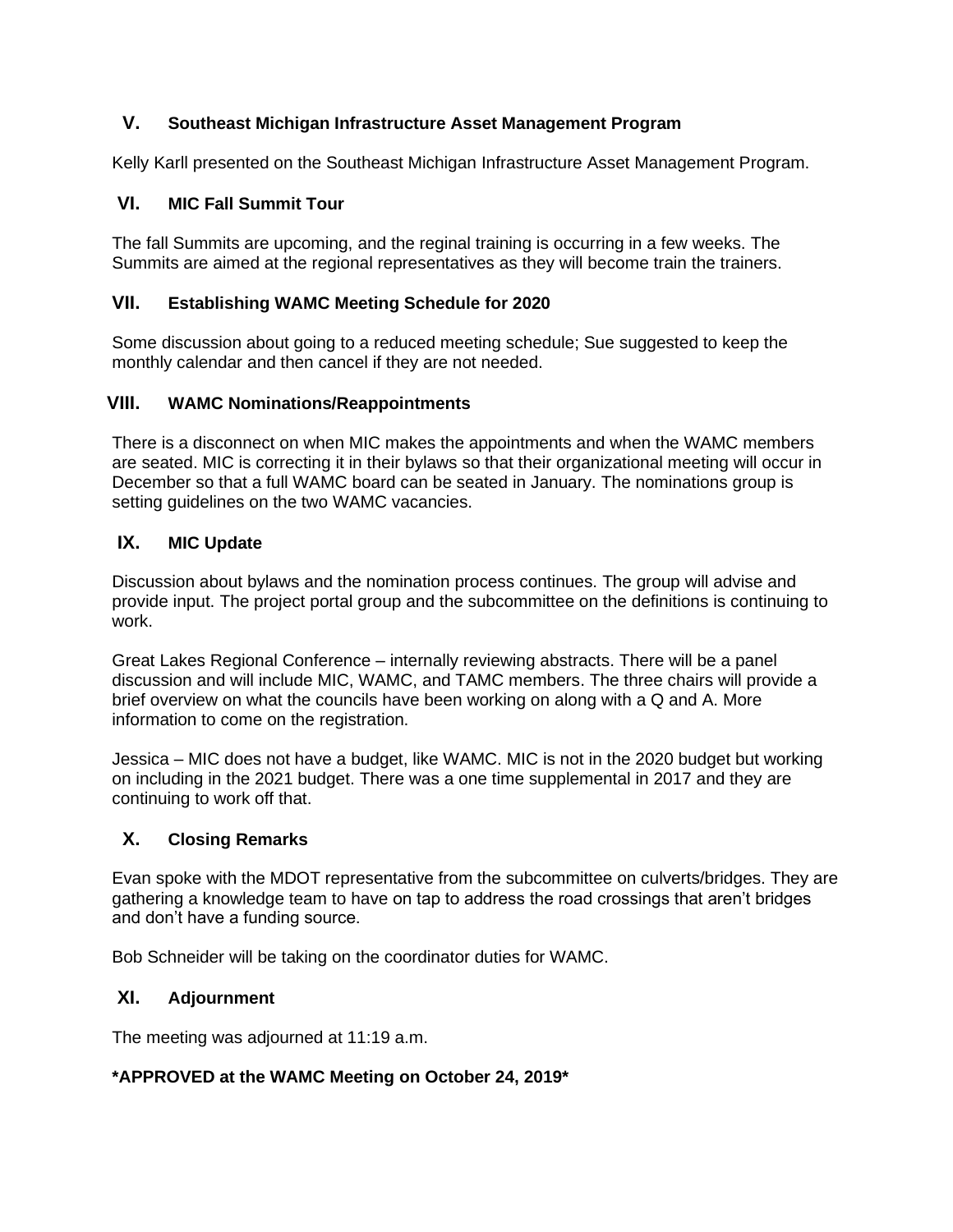## V. Southeast Michigan Infrastructure Asset Management Program

Kelly Karll presented on the Southeast Michigan Infrastructure Asset Management Program.

## VI. MIC Fall Summit Tour

The fall Summits are upcoming, and the reginal training is occurring in a few weeks. The Summits are aimed at the regional representatives as they will become train the trainers.

## VII. Establishing WAMC Meeting Schedule for 2020

Some discussion about going to a reduced meeting schedule; Sue suggested to keep the monthly calendar and then cancel if they are not needed.

## VIII. WAMC Nominations/Reappointments

There is a disconnect on when MIC makes the appointments and when the WAMC members are seated. MIC is correcting it in their bylaws so that their organizational meeting will occur in December so that a full WAMC board can be seated in January. The nominations group is setting guidelines on the two WAMC vacancies.

## IX. MIC Update

Discussion about bylaws and the nomination process continues. The group will advise and provide input. The project portal group and the subcommittee on the definitions is continuing to work.

Great Lakes Regional Conference – internally reviewing abstracts. There will be a panel discussion and will include MIC, WAMC, and TAMC members. The three chairs will provide a brief overview on what the councils have been working on along with a Q and A. More information to come on the registration.

Jessica – MIC does not have a budget, like WAMC. MIC is not in the 2020 budget but working on including in the 2021 budget. There was a one time supplemental in 2017 and they are continuing to work off that.

## X. Closing Remarks

Evan spoke with the MDOT representative from the subcommittee on culverts/bridges. They are gathering a knowledge team to have on tap to address the road crossings that aren't bridges and don't have a funding source.

Bob Schneider will be taking on the coordinator duties for WAMC.

## XI. Adjournment

The meeting was adjourned at 11:19 a.m.

**\*APPROVED at the WAMC Meeting on October 24, 2019\***